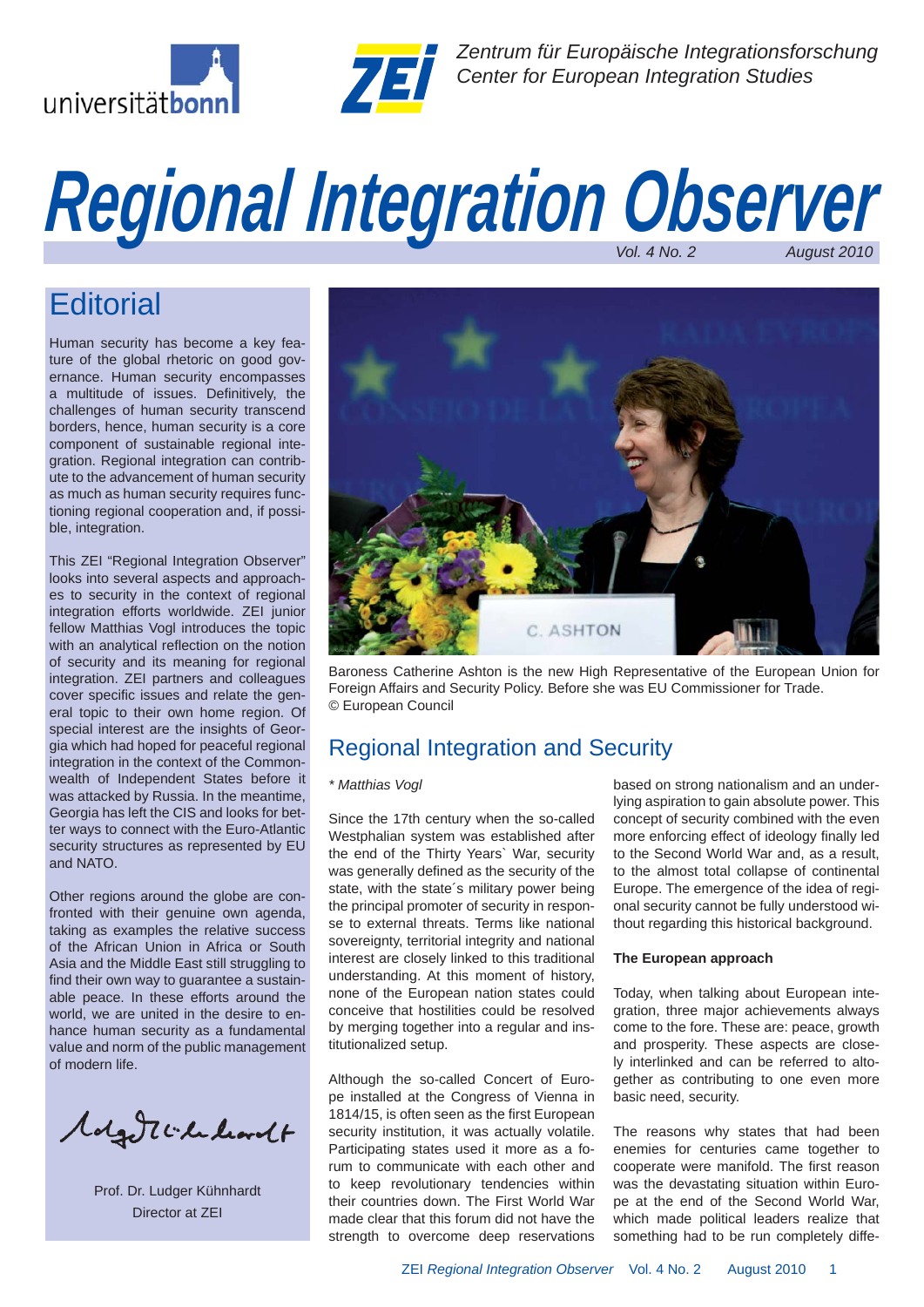Zentrum für Europäische Integrationsforschung
Center for European Integration Studies

# Regional Integration Observer

Vol. 4 No. 2 August 2010

## Editorial

Human security has become a key feature of the global rhetoric on good governance. Human security encompasses a multitude of issues. Definitively, the challenges of human security transcend borders, hence, human security is a core component of sustainable regional integration. Regional integration can contribute to the advancement of human security as much as human security requires functioning regional cooperation and, if possible, integration.

This ZEI "Regional Integration Observer" looks into several aspects and approaches to security in the context of regional integration efforts worldwide. ZEI junior fellow Matthias Vogl introduces the topic with an analytical reflection on the notion of security and its meaning for regional integration. ZEI partners and colleagues cover specific issues and relate the general topic to their own home region. Of special interest are the insights of Georgia which had hoped for peaceful regional integration in the context of the Commonwealth of Independent States before it was attacked by Russia. In the meantime, Georgia has left the CIS and looks for better ways to connect with the Euro-Atlantic security structures as represented by EU and NATO.

Other regions around the globe are confronted with their genuine own agenda, taking as examples the relative success of the African Union in Africa or South Asia and the Middle East still struggling to find their own way to guarantee a sustainable peace. In these efforts around the world, we are united in the desire to enhance human security as a fundamental value and norm of the public management of modern life.

Prof. Dr. Ludger Kühnhardt
Director at ZEI

Baroness Catherine Ashton is the new High Representative of the European Union for Foreign Affairs and Security Policy. Before she was EU Commissioner for Trade.
© European Council

## Regional Integration and Security

*\* Matthias Vogl*

Since the 17th century when the so-called Westphalian system was established after the end of the Thirty Years` War, security was generally defined as the security of the state, with the state´s military power being the principal promoter of security in response to external threats. Terms like national sovereignty, territorial integrity and national interest are closely linked to this traditional understanding. At this moment of history, none of the European nation states could conceive that hostilities could be resolved by merging together into a regular and institutionalized setup.

Although the so-called Concert of Europe installed at the Congress of Vienna in 1814/15, is often seen as the first European security institution, it was actually volatile. Participating states used it more as a forum to communicate with each other and to keep revolutionary tendencies within their countries down. The First World War made clear that this forum did not have the strength to overcome deep reservations based on strong nationalism and an underlying aspiration to gain absolute power. This concept of security combined with the even more enforcing effect of ideology finally led to the Second World War and, as a result, to the almost total collapse of continental Europe. The emergence of the idea of regional security cannot be fully understood without regarding this historical background.

**The European approach**

Today, when talking about European integration, three major achievements always come to the fore. These are: peace, growth and prosperity. These aspects are closely interlinked and can be referred to altogether as contributing to one even more basic need, security.

The reasons why states that had been enemies for centuries came together to cooperate were manifold. The first reason was the devastating situation within Europe at the end of the Second World War, which made political leaders realize that something had to be run completely diffe-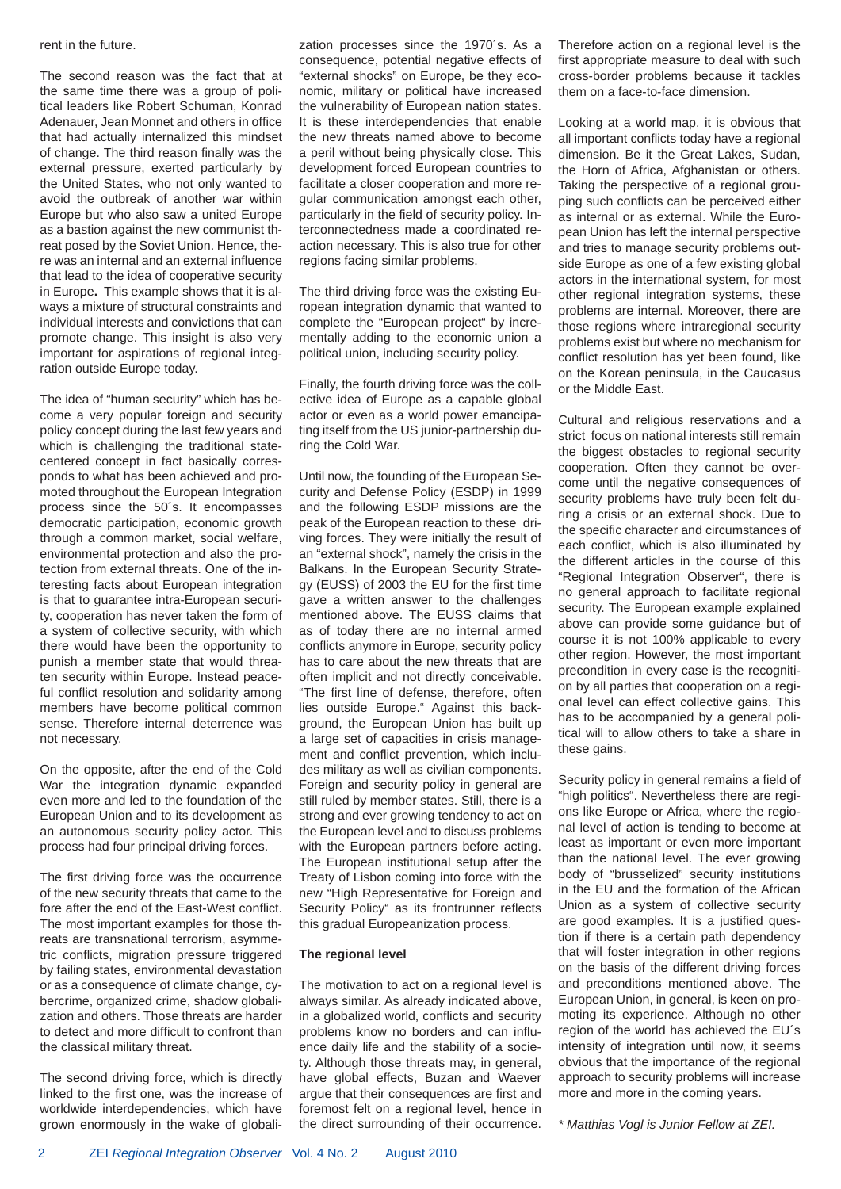rent in the future.

The second reason was the fact that at the same time there was a group of political leaders like Robert Schuman, Konrad Adenauer, Jean Monnet and others in office that had actually internalized this mindset of change. The third reason finally was the external pressure, exerted particularly by the United States, who not only wanted to avoid the outbreak of another war within Europe but who also saw a united Europe as a bastion against the new communist threat posed by the Soviet Union. Hence, there was an internal and an external influence that lead to the idea of cooperative security in Europe**.** This example shows that it is always a mixture of structural constraints and individual interests and convictions that can promote change. This insight is also very important for aspirations of regional integration outside Europe today.

The idea of "human security" which has become a very popular foreign and security policy concept during the last few years and which is challenging the traditional state-centered concept in fact basically corresponds to what has been achieved and promoted throughout the European Integration process since the 50´s. It encompasses democratic participation, economic growth through a common market, social welfare, environmental protection and also the protection from external threats. One of the interesting facts about European integration is that to guarantee intra-European security, cooperation has never taken the form of a system of collective security, with which there would have been the opportunity to punish a member state that would threaten security within Europe. Instead peaceful conflict resolution and solidarity among members have become political common sense. Therefore internal deterrence was not necessary.

On the opposite, after the end of the Cold War the integration dynamic expanded even more and led to the foundation of the European Union and to its development as an autonomous security policy actor. This process had four principal driving forces.

The first driving force was the occurrence of the new security threats that came to the fore after the end of the East-West conflict. The most important examples for those threats are transnational terrorism, asymmetric conflicts, migration pressure triggered by failing states, environmental devastation or as a consequence of climate change, cybercrime, organized crime, shadow globalization and others. Those threats are harder to detect and more difficult to confront than the classical military threat.

The second driving force, which is directly linked to the first one, was the increase of worldwide interdependencies, which have grown enormously in the wake of globalization processes since the 1970´s. As a consequence, potential negative effects of "external shocks" on Europe, be they economic, military or political have increased the vulnerability of European nation states. It is these interdependencies that enable the new threats named above to become a peril without being physically close. This development forced European countries to facilitate a closer cooperation and more regular communication amongst each other, particularly in the field of security policy. Interconnectedness made a coordinated reaction necessary. This is also true for other regions facing similar problems.

The third driving force was the existing European integration dynamic that wanted to complete the "European project" by incrementally adding to the economic union a political union, including security policy.

Finally, the fourth driving force was the collective idea of Europe as a capable global actor or even as a world power emancipating itself from the US junior-partnership during the Cold War.

Until now, the founding of the European Security and Defense Policy (ESDP) in 1999 and the following ESDP missions are the peak of the European reaction to these driving forces. They were initially the result of an "external shock", namely the crisis in the Balkans. In the European Security Strategy (EUSS) of 2003 the EU for the first time gave a written answer to the challenges mentioned above. The EUSS claims that as of today there are no internal armed conflicts anymore in Europe, security policy has to care about the new threats that are often implicit and not directly conceivable. "The first line of defense, therefore, often lies outside Europe." Against this background, the European Union has built up a large set of capacities in crisis management and conflict prevention, which includes military as well as civilian components. Foreign and security policy in general are still ruled by member states. Still, there is a strong and ever growing tendency to act on the European level and to discuss problems with the European partners before acting. The European institutional setup after the Treaty of Lisbon coming into force with the new "High Representative for Foreign and Security Policy" as its frontrunner reflects this gradual Europeanization process.

**The regional level**

The motivation to act on a regional level is always similar. As already indicated above, in a globalized world, conflicts and security problems know no borders and can influence daily life and the stability of a society. Although those threats may, in general, have global effects, Buzan and Waever argue that their consequences are first and foremost felt on a regional level, hence in the direct surrounding of their occurrence. Therefore action on a regional level is the first appropriate measure to deal with such cross-border problems because it tackles them on a face-to-face dimension.

Looking at a world map, it is obvious that all important conflicts today have a regional dimension. Be it the Great Lakes, Sudan, the Horn of Africa, Afghanistan or others. Taking the perspective of a regional grouping such conflicts can be perceived either as internal or as external. While the European Union has left the internal perspective and tries to manage security problems outside Europe as one of a few existing global actors in the international system, for most other regional integration systems, these problems are internal. Moreover, there are those regions where intraregional security problems exist but where no mechanism for conflict resolution has yet been found, like on the Korean peninsula, in the Caucasus or the Middle East.

Cultural and religious reservations and a strict focus on national interests still remain the biggest obstacles to regional security cooperation. Often they cannot be overcome until the negative consequences of security problems have truly been felt during a crisis or an external shock. Due to the specific character and circumstances of each conflict, which is also illuminated by the different articles in the course of this "Regional Integration Observer", there is no general approach to facilitate regional security. The European example explained above can provide some guidance but of course it is not 100% applicable to every other region. However, the most important precondition in every case is the recognition by all parties that cooperation on a regional level can effect collective gains. This has to be accompanied by a general political will to allow others to take a share in these gains.

Security policy in general remains a field of "high politics". Nevertheless there are regions like Europe or Africa, where the regional level of action is tending to become at least as important or even more important than the national level. The ever growing body of "brusselized" security institutions in the EU and the formation of the African Union as a system of collective security are good examples. It is a justified question if there is a certain path dependency that will foster integration in other regions on the basis of the different driving forces and preconditions mentioned above. The European Union, in general, is keen on promoting its experience. Although no other region of the world has achieved the EU´s intensity of integration until now, it seems obvious that the importance of the regional approach to security problems will increase more and more in the coming years.

*\* Matthias Vogl is Junior Fellow at ZEI.*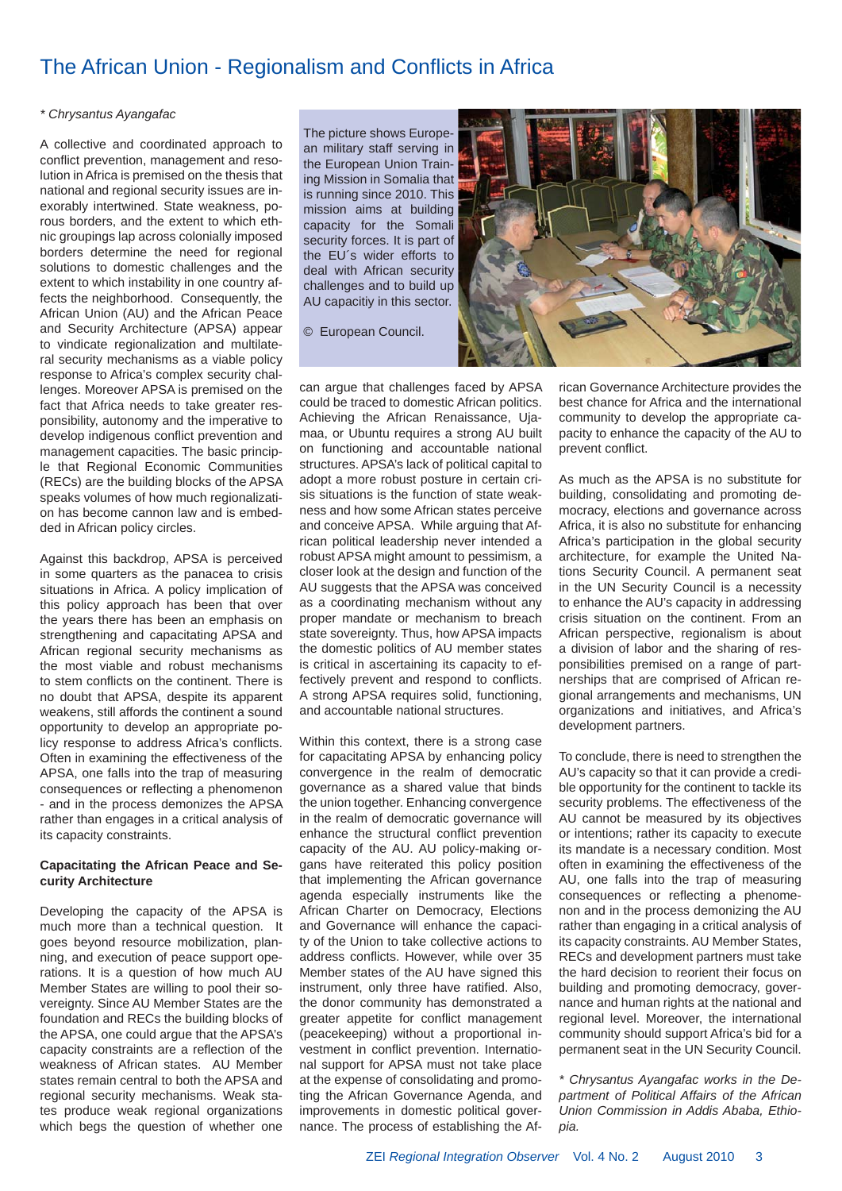# The African Union - Regionalism and Conflicts in Africa

*\* Chrysantus Ayangafac*

A collective and coordinated approach to conflict prevention, management and resolution in Africa is premised on the thesis that national and regional security issues are inexorably intertwined. State weakness, porous borders, and the extent to which ethnic groupings lap across colonially imposed borders determine the need for regional solutions to domestic challenges and the extent to which instability in one country affects the neighborhood. Consequently, the African Union (AU) and the African Peace and Security Architecture (APSA) appear to vindicate regionalization and multilateral security mechanisms as a viable policy response to Africa's complex security challenges. Moreover APSA is premised on the fact that Africa needs to take greater responsibility, autonomy and the imperative to develop indigenous conflict prevention and management capacities. The basic principle that Regional Economic Communities (RECs) are the building blocks of the APSA speaks volumes of how much regionalization has become cannon law and is embedded in African policy circles.

Against this backdrop, APSA is perceived in some quarters as the panacea to crisis situations in Africa. A policy implication of this policy approach has been that over the years there has been an emphasis on strengthening and capacitating APSA and African regional security mechanisms as the most viable and robust mechanisms to stem conflicts on the continent. There is no doubt that APSA, despite its apparent weakens, still affords the continent a sound opportunity to develop an appropriate policy response to address Africa's conflicts. Often in examining the effectiveness of the APSA, one falls into the trap of measuring consequences or reflecting a phenomenon - and in the process demonizes the APSA rather than engages in a critical analysis of its capacity constraints.

The picture shows European military staff serving in the European Union Training Mission in Somalia that is running since 2010. This mission aims at building capacity for the Somali security forces. It is part of the EU´s wider efforts to deal with African security challenges and to build up AU capacitiy in this sector.

© European Council.

**Capacitating the African Peace and Security Architecture**

Developing the capacity of the APSA is much more than a technical question. It goes beyond resource mobilization, planning, and execution of peace support operations. It is a question of how much AU Member States are willing to pool their sovereignty. Since AU Member States are the foundation and RECs the building blocks of the APSA, one could argue that the APSA's capacity constraints are a reflection of the weakness of African states. AU Member states remain central to both the APSA and regional security mechanisms. Weak states produce weak regional organizations which begs the question of whether one can argue that challenges faced by APSA could be traced to domestic African politics. Achieving the African Renaissance, Ujamaa, or Ubuntu requires a strong AU built on functioning and accountable national structures. APSA's lack of political capital to adopt a more robust posture in certain crisis situations is the function of state weakness and how some African states perceive and conceive APSA. While arguing that African political leadership never intended a robust APSA might amount to pessimism, a closer look at the design and function of the AU suggests that the APSA was conceived as a coordinating mechanism without any proper mandate or mechanism to breach state sovereignty. Thus, how APSA impacts the domestic politics of AU member states is critical in ascertaining its capacity to effectively prevent and respond to conflicts. A strong APSA requires solid, functioning, and accountable national structures.

Within this context, there is a strong case for capacitating APSA by enhancing policy convergence in the realm of democratic governance as a shared value that binds the union together. Enhancing convergence in the realm of democratic governance will enhance the structural conflict prevention capacity of the AU. AU policy-making organs have reiterated this policy position that implementing the African governance agenda especially instruments like the African Charter on Democracy, Elections and Governance will enhance the capacity of the Union to take collective actions to address conflicts. However, while over 35 Member states of the AU have signed this instrument, only three have ratified. Also, the donor community has demonstrated a greater appetite for conflict management (peacekeeping) without a proportional investment in conflict prevention. International support for APSA must not take place at the expense of consolidating and promoting the African Governance Agenda, and improvements in domestic political governance. The process of establishing the African Governance Architecture provides the best chance for Africa and the international community to develop the appropriate capacity to enhance the capacity of the AU to prevent conflict.

As much as the APSA is no substitute for building, consolidating and promoting democracy, elections and governance across Africa, it is also no substitute for enhancing Africa's participation in the global security architecture, for example the United Nations Security Council. A permanent seat in the UN Security Council is a necessity to enhance the AU's capacity in addressing crisis situation on the continent. From an African perspective, regionalism is about a division of labor and the sharing of responsibilities premised on a range of partnerships that are comprised of African regional arrangements and mechanisms, UN organizations and initiatives, and Africa's development partners.

To conclude, there is need to strengthen the AU's capacity so that it can provide a credible opportunity for the continent to tackle its security problems. The effectiveness of the AU cannot be measured by its objectives or intentions; rather its capacity to execute its mandate is a necessary condition. Most often in examining the effectiveness of the AU, one falls into the trap of measuring consequences or reflecting a phenomenon and in the process demonizing the AU rather than engaging in a critical analysis of its capacity constraints. AU Member States, RECs and development partners must take the hard decision to reorient their focus on building and promoting democracy, governance and human rights at the national and regional level. Moreover, the international community should support Africa's bid for a permanent seat in the UN Security Council.

*\* Chrysantus Ayangafac works in the Department of Political Affairs of the African Union Commission in Addis Ababa, Ethiopia.*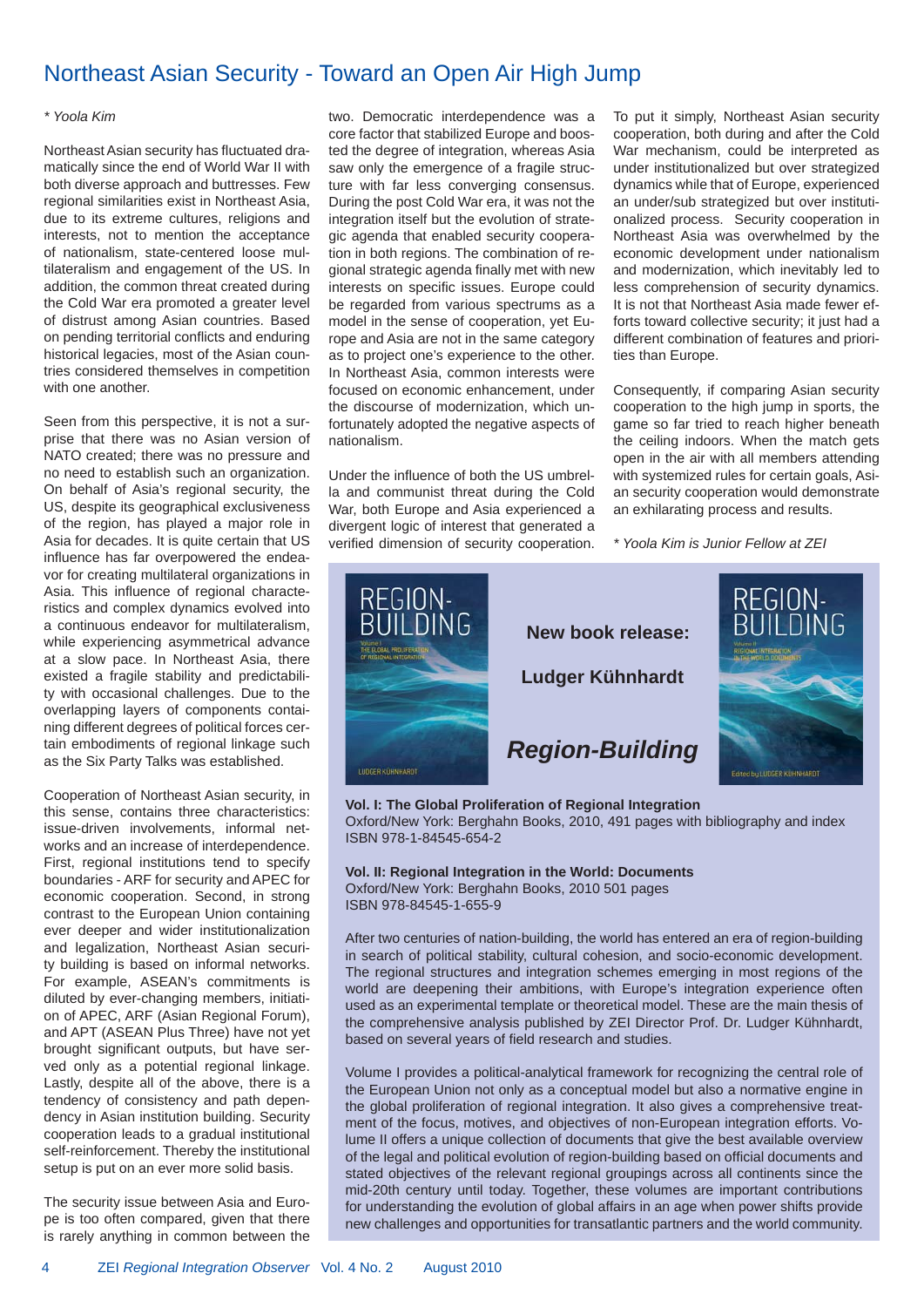# Northeast Asian Security - Toward an Open Air High Jump

*\* Yoola Kim*

Northeast Asian security has fluctuated dramatically since the end of World War II with both diverse approach and buttresses. Few regional similarities exist in Northeast Asia, due to its extreme cultures, religions and interests, not to mention the acceptance of nationalism, state-centered loose multilateralism and engagement of the US. In addition, the common threat created during the Cold War era promoted a greater level of distrust among Asian countries. Based on pending territorial conflicts and enduring historical legacies, most of the Asian countries considered themselves in competition with one another.

Seen from this perspective, it is not a surprise that there was no Asian version of NATO created; there was no pressure and no need to establish such an organization. On behalf of Asia's regional security, the US, despite its geographical exclusiveness of the region, has played a major role in Asia for decades. It is quite certain that US influence has far overpowered the endeavor for creating multilateral organizations in Asia. This influence of regional characteristics and complex dynamics evolved into a continuous endeavor for multilateralism, while experiencing asymmetrical advance at a slow pace. In Northeast Asia, there existed a fragile stability and predictability with occasional challenges. Due to the overlapping layers of components containing different degrees of political forces certain embodiments of regional linkage such as the Six Party Talks was established.

Cooperation of Northeast Asian security, in this sense, contains three characteristics: issue-driven involvements, informal networks and an increase of interdependence. First, regional institutions tend to specify boundaries - ARF for security and APEC for economic cooperation. Second, in strong contrast to the European Union containing ever deeper and wider institutionalization and legalization, Northeast Asian security building is based on informal networks. For example, ASEAN's commitments is diluted by ever-changing members, initiation of APEC, ARF (Asian Regional Forum), and APT (ASEAN Plus Three) have not yet brought significant outputs, but have served only as a potential regional linkage. Lastly, despite all of the above, there is a tendency of consistency and path dependency in Asian institution building. Security cooperation leads to a gradual institutional self-reinforcement. Thereby the institutional setup is put on an ever more solid basis.

The security issue between Asia and Europe is too often compared, given that there is rarely anything in common between the two. Democratic interdependence was a core factor that stabilized Europe and boosted the degree of integration, whereas Asia saw only the emergence of a fragile structure with far less converging consensus. During the post Cold War era, it was not the integration itself but the evolution of strategic agenda that enabled security cooperation in both regions. The combination of regional strategic agenda finally met with new interests on specific issues. Europe could be regarded from various spectrums as a model in the sense of cooperation, yet Europe and Asia are not in the same category as to project one's experience to the other. In Northeast Asia, common interests were focused on economic enhancement, under the discourse of modernization, which unfortunately adopted the negative aspects of nationalism.

Under the influence of both the US umbrella and communist threat during the Cold War, both Europe and Asia experienced a divergent logic of interest that generated a verified dimension of security cooperation. To put it simply, Northeast Asian security cooperation, both during and after the Cold War mechanism, could be interpreted as under institutionalized but over strategized dynamics while that of Europe, experienced an under/sub strategized but over institutionalized process. Security cooperation in Northeast Asia was overwhelmed by the economic development under nationalism and modernization, which inevitably led to less comprehension of security dynamics. It is not that Northeast Asia made fewer efforts toward collective security; it just had a different combination of features and priorities than Europe.

Consequently, if comparing Asian security cooperation to the high jump in sports, the game so far tried to reach higher beneath the ceiling indoors. When the match gets open in the air with all members attending with systemized rules for certain goals, Asian security cooperation would demonstrate an exhilarating process and results.

*\* Yoola Kim is Junior Fellow at ZEI*

---

**New book release:**

**Ludger Kühnhardt**

***Region-Building***

**Vol. I: The Global Proliferation of Regional Integration**
Oxford/New York: Berghahn Books, 2010, 491 pages with bibliography and index
ISBN 978-1-84545-654-2

**Vol. II: Regional Integration in the World: Documents**
Oxford/New York: Berghahn Books, 2010 501 pages
ISBN 978-84545-1-655-9

After two centuries of nation-building, the world has entered an era of region-building in search of political stability, cultural cohesion, and socio-economic development. The regional structures and integration schemes emerging in most regions of the world are deepening their ambitions, with Europe's integration experience often used as an experimental template or theoretical model. These are the main thesis of the comprehensive analysis published by ZEI Director Prof. Dr. Ludger Kühnhardt, based on several years of field research and studies.

Volume I provides a political-analytical framework for recognizing the central role of the European Union not only as a conceptual model but also a normative engine in the global proliferation of regional integration. It also gives a comprehensive treatment of the focus, motives, and objectives of non-European integration efforts. Volume II offers a unique collection of documents that give the best available overview of the legal and political evolution of region-building based on official documents and stated objectives of the relevant regional groupings across all continents since the mid-20th century until today. Together, these volumes are important contributions for understanding the evolution of global affairs in an age when power shifts provide new challenges and opportunities for transatlantic partners and the world community.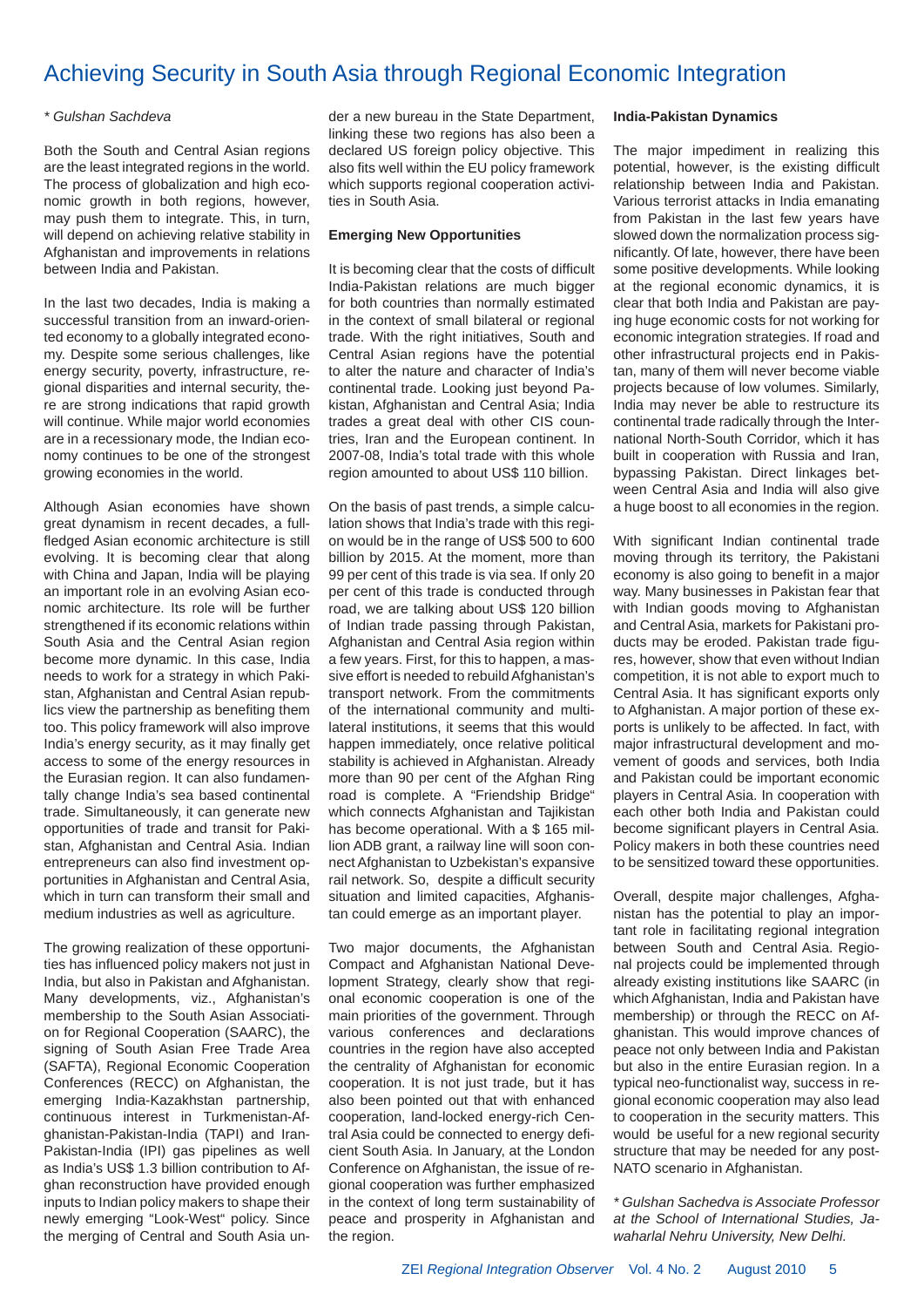# Achieving Security in South Asia through Regional Economic Integration

*\* Gulshan Sachdeva*

Both the South and Central Asian regions are the least integrated regions in the world. The process of globalization and high economic growth in both regions, however, may push them to integrate. This, in turn, will depend on achieving relative stability in Afghanistan and improvements in relations between India and Pakistan.

In the last two decades, India is making a successful transition from an inward-oriented economy to a globally integrated economy. Despite some serious challenges, like energy security, poverty, infrastructure, regional disparities and internal security, there are strong indications that rapid growth will continue. While major world economies are in a recessionary mode, the Indian economy continues to be one of the strongest growing economies in the world.

Although Asian economies have shown great dynamism in recent decades, a full-fledged Asian economic architecture is still evolving. It is becoming clear that along with China and Japan, India will be playing an important role in an evolving Asian economic architecture. Its role will be further strengthened if its economic relations within South Asia and the Central Asian region become more dynamic. In this case, India needs to work for a strategy in which Pakistan, Afghanistan and Central Asian republics view the partnership as benefiting them too. This policy framework will also improve India's energy security, as it may finally get access to some of the energy resources in the Eurasian region. It can also fundamentally change India's sea based continental trade. Simultaneously, it can generate new opportunities of trade and transit for Pakistan, Afghanistan and Central Asia. Indian entrepreneurs can also find investment opportunities in Afghanistan and Central Asia, which in turn can transform their small and medium industries as well as agriculture.

The growing realization of these opportunities has influenced policy makers not just in India, but also in Pakistan and Afghanistan. Many developments, viz., Afghanistan's membership to the South Asian Association for Regional Cooperation (SAARC), the signing of South Asian Free Trade Area (SAFTA), Regional Economic Cooperation Conferences (RECC) on Afghanistan, the emerging India-Kazakhstan partnership, continuous interest in Turkmenistan-Afghanistan-Pakistan-India (TAPI) and Iran-Pakistan-India (IPI) gas pipelines as well as India's US$ 1.3 billion contribution to Afghan reconstruction have provided enough inputs to Indian policy makers to shape their newly emerging "Look-West" policy. Since the merging of Central and South Asia under a new bureau in the State Department, linking these two regions has also been a declared US foreign policy objective. This also fits well within the EU policy framework which supports regional cooperation activities in South Asia.

**Emerging New Opportunities**

It is becoming clear that the costs of difficult India-Pakistan relations are much bigger for both countries than normally estimated in the context of small bilateral or regional trade. With the right initiatives, South and Central Asian regions have the potential to alter the nature and character of India's continental trade. Looking just beyond Pakistan, Afghanistan and Central Asia; India trades a great deal with other CIS countries, Iran and the European continent. In 2007-08, India's total trade with this whole region amounted to about US$ 110 billion.

On the basis of past trends, a simple calculation shows that India's trade with this region would be in the range of US$ 500 to 600 billion by 2015. At the moment, more than 99 per cent of this trade is via sea. If only 20 per cent of this trade is conducted through road, we are talking about US$ 120 billion of Indian trade passing through Pakistan, Afghanistan and Central Asia region within a few years. First, for this to happen, a massive effort is needed to rebuild Afghanistan's transport network. From the commitments of the international community and multilateral institutions, it seems that this would happen immediately, once relative political stability is achieved in Afghanistan. Already more than 90 per cent of the Afghan Ring road is complete. A "Friendship Bridge" which connects Afghanistan and Tajikistan has become operational. With a $ 165 million ADB grant, a railway line will soon connect Afghanistan to Uzbekistan's expansive rail network. So, despite a difficult security situation and limited capacities, Afghanistan could emerge as an important player.

Two major documents, the Afghanistan Compact and Afghanistan National Development Strategy, clearly show that regional economic cooperation is one of the main priorities of the government. Through various conferences and declarations countries in the region have also accepted the centrality of Afghanistan for economic cooperation. It is not just trade, but it has also been pointed out that with enhanced cooperation, land-locked energy-rich Central Asia could be connected to energy deficient South Asia. In January, at the London Conference on Afghanistan, the issue of regional cooperation was further emphasized in the context of long term sustainability of peace and prosperity in Afghanistan and the region.

**India-Pakistan Dynamics**

The major impediment in realizing this potential, however, is the existing difficult relationship between India and Pakistan. Various terrorist attacks in India emanating from Pakistan in the last few years have slowed down the normalization process significantly. Of late, however, there have been some positive developments. While looking at the regional economic dynamics, it is clear that both India and Pakistan are paying huge economic costs for not working for economic integration strategies. If road and other infrastructural projects end in Pakistan, many of them will never become viable projects because of low volumes. Similarly, India may never be able to restructure its continental trade radically through the International North-South Corridor, which it has built in cooperation with Russia and Iran, bypassing Pakistan. Direct linkages between Central Asia and India will also give a huge boost to all economies in the region.

With significant Indian continental trade moving through its territory, the Pakistani economy is also going to benefit in a major way. Many businesses in Pakistan fear that with Indian goods moving to Afghanistan and Central Asia, markets for Pakistani products may be eroded. Pakistan trade figures, however, show that even without Indian competition, it is not able to export much to Central Asia. It has significant exports only to Afghanistan. A major portion of these exports is unlikely to be affected. In fact, with major infrastructural development and movement of goods and services, both India and Pakistan could be important economic players in Central Asia. In cooperation with each other both India and Pakistan could become significant players in Central Asia. Policy makers in both these countries need to be sensitized toward these opportunities.

Overall, despite major challenges, Afghanistan has the potential to play an important role in facilitating regional integration between South and Central Asia. Regional projects could be implemented through already existing institutions like SAARC (in which Afghanistan, India and Pakistan have membership) or through the RECC on Afghanistan. This would improve chances of peace not only between India and Pakistan but also in the entire Eurasian region. In a typical neo-functionalist way, success in regional economic cooperation may also lead to cooperation in the security matters. This would be useful for a new regional security structure that may be needed for any post-NATO scenario in Afghanistan.

*\* Gulshan Sachedva is Associate Professor at the School of International Studies, Jawaharlal Nehru University, New Delhi.*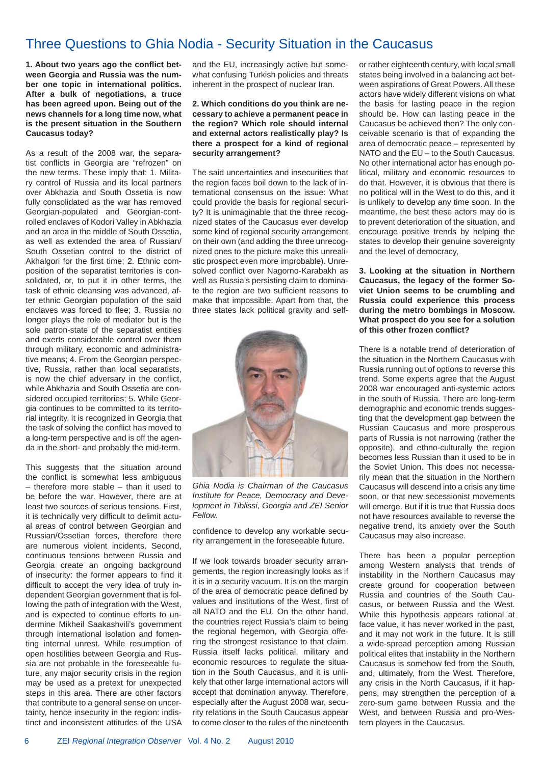# Three Questions to Ghia Nodia - Security Situation in the Caucasus

**1. About two years ago the conflict between Georgia and Russia was the number one topic in international politics. After a bulk of negotiations, a truce has been agreed upon. Being out of the news channels for a long time now, what is the present situation in the Southern Caucasus today?**

As a result of the 2008 war, the separatist conflicts in Georgia are "refrozen" on the new terms. These imply that: 1. Military control of Russia and its local partners over Abkhazia and South Ossetia is now fully consolidated as the war has removed Georgian-populated and Georgian-controlled enclaves of Kodori Valley in Abkhazia and an area in the middle of South Ossetia, as well as extended the area of Russian/South Ossetian control to the district of Akhalgori for the first time; 2. Ethnic composition of the separatist territories is consolidated, or, to put it in other terms, the task of ethnic cleansing was advanced, after ethnic Georgian population of the said enclaves was forced to flee; 3. Russia no longer plays the role of mediator but is the sole patron-state of the separatist entities and exerts considerable control over them through military, economic and administrative means; 4. From the Georgian perspective, Russia, rather than local separatists, is now the chief adversary in the conflict, while Abkhazia and South Ossetia are considered occupied territories; 5. While Georgia continues to be committed to its territorial integrity, it is recognized in Georgia that the task of solving the conflict has moved to a long-term perspective and is off the agenda in the short- and probably the mid-term.

This suggests that the situation around the conflict is somewhat less ambiguous – therefore more stable – than it used to be before the war. However, there are at least two sources of serious tensions. First, it is technically very difficult to delimit actual areas of control between Georgian and Russian/Ossetian forces, therefore there are numerous violent incidents. Second, continuous tensions between Russia and Georgia create an ongoing background of insecurity: the former appears to find it difficult to accept the very idea of truly independent Georgian government that is following the path of integration with the West, and is expected to continue efforts to undermine Mikheil Saakashvili's government through international isolation and fomenting internal unrest. While resumption of open hostilities between Georgia and Russia are not probable in the foreseeable future, any major security crisis in the region may be used as a pretext for unexpected steps in this area. There are other factors that contribute to a general sense on uncertainty, hence insecurity in the region: indistinct and inconsistent attitudes of the USA and the EU, increasingly active but somewhat confusing Turkish policies and threats inherent in the prospect of nuclear Iran.

**2. Which conditions do you think are necessary to achieve a permanent peace in the region? Which role should internal and external actors realistically play? Is there a prospect for a kind of regional security arrangement?**

The said uncertainties and insecurities that the region faces boil down to the lack of international consensus on the issue: What could provide the basis for regional security? It is unimaginable that the three recognized states of the Caucasus ever develop some kind of regional security arrangement on their own (and adding the three unrecognized ones to the picture make this unrealistic prospect even more improbable). Unresolved conflict over Nagorno-Karabakh as well as Russia's persisting claim to dominate the region are two sufficient reasons to make that impossible. Apart from that, the three states lack political gravity and self-confidence to develop any workable security arrangement in the foreseeable future.

*Ghia Nodia is Chairman of the Caucasus Institute for Peace, Democracy and Development in Tiblissi, Georgia and ZEI Senior Fellow.*

If we look towards broader security arrangements, the region increasingly looks as if it is in a security vacuum. It is on the margin of the area of democratic peace defined by values and institutions of the West, first of all NATO and the EU. On the other hand, the countries reject Russia's claim to being the regional hegemon, with Georgia offering the strongest resistance to that claim. Russia itself lacks political, military and economic resources to regulate the situation in the South Caucasus, and it is unlikely that other large international actors will accept that domination anyway. Therefore, especially after the August 2008 war, security relations in the South Caucasus appear to come closer to the rules of the nineteenth or rather eighteenth century, with local small states being involved in a balancing act between aspirations of Great Powers. All these actors have widely different visions on what the basis for lasting peace in the region should be. How can lasting peace in the Caucasus be achieved then? The only conceivable scenario is that of expanding the area of democratic peace – represented by NATO and the EU – to the South Caucasus. No other international actor has enough political, military and economic resources to do that. However, it is obvious that there is no political will in the West to do this, and it is unlikely to develop any time soon. In the meantime, the best these actors may do is to prevent deterioration of the situation, and encourage positive trends by helping the states to develop their genuine sovereignty and the level of democracy,

**3. Looking at the situation in Northern Caucasus, the legacy of the former Soviet Union seems to be crumbling and Russia could experience this process during the metro bombings in Moscow. What prospect do you see for a solution of this other frozen conflict?**

There is a notable trend of deterioration of the situation in the Northern Caucasus with Russia running out of options to reverse this trend. Some experts agree that the August 2008 war encouraged anti-systemic actors in the south of Russia. There are long-term demographic and economic trends suggesting that the development gap between the Russian Caucasus and more prosperous parts of Russia is not narrowing (rather the opposite), and ethno-culturally the region becomes less Russian than it used to be in the Soviet Union. This does not necessarily mean that the situation in the Northern Caucasus will descend into a crisis any time soon, or that new secessionist movements will emerge. But if it is true that Russia does not have resources available to reverse the negative trend, its anxiety over the South Caucasus may also increase.

There has been a popular perception among Western analysts that trends of instability in the Northern Caucasus may create ground for cooperation between Russia and countries of the South Caucasus, or between Russia and the West. While this hypothesis appears rational at face value, it has never worked in the past, and it may not work in the future. It is still a wide-spread perception among Russian political elites that instability in the Northern Caucasus is somehow fed from the South, and, ultimately, from the West. Therefore, any crisis in the North Caucasus, if it happens, may strengthen the perception of a zero-sum game between Russia and the West, and between Russia and pro-Western players in the Caucasus.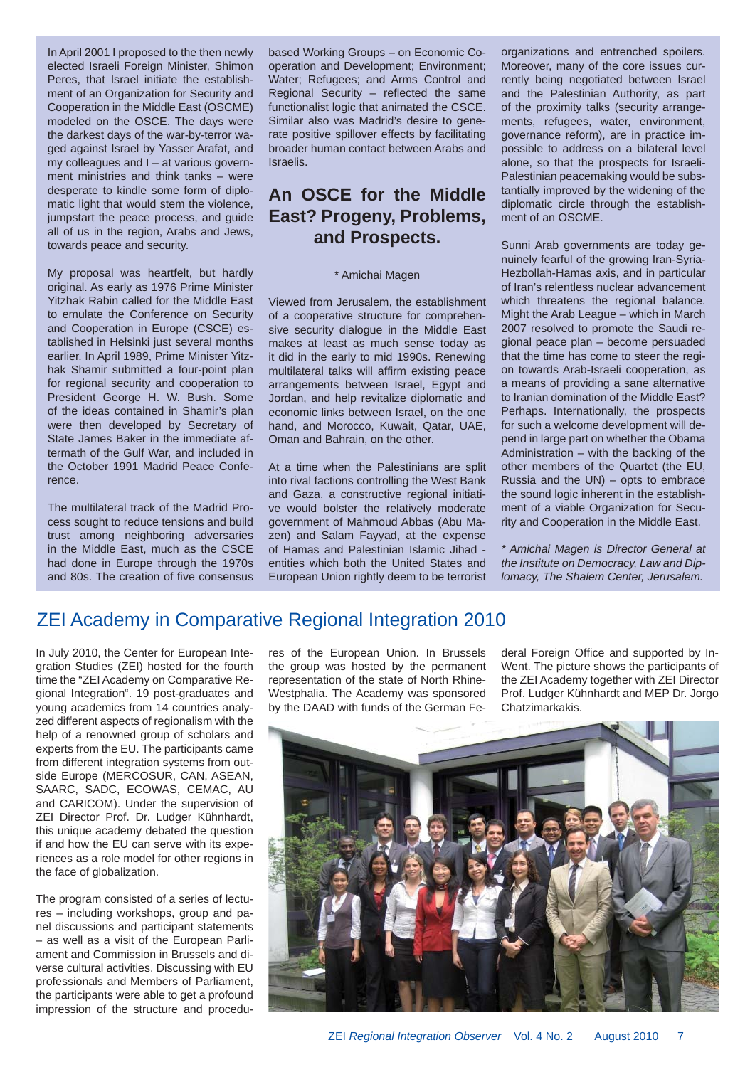## An OSCE for the Middle East? Progeny, Problems, and Prospects.

\* Amichai Magen

In April 2001 I proposed to the then newly elected Israeli Foreign Minister, Shimon Peres, that Israel initiate the establishment of an Organization for Security and Cooperation in the Middle East (OSCME) modeled on the OSCE. The days were the darkest days of the war-by-terror waged against Israel by Yasser Arafat, and my colleagues and I – at various government ministries and think tanks – were desperate to kindle some form of diplomatic light that would stem the violence, jumpstart the peace process, and guide all of us in the region, Arabs and Jews, towards peace and security.

My proposal was heartfelt, but hardly original. As early as 1976 Prime Minister Yitzhak Rabin called for the Middle East to emulate the Conference on Security and Cooperation in Europe (CSCE) established in Helsinki just several months earlier. In April 1989, Prime Minister Yitzhak Shamir submitted a four-point plan for regional security and cooperation to President George H. W. Bush. Some of the ideas contained in Shamir's plan were then developed by Secretary of State James Baker in the immediate aftermath of the Gulf War, and included in the October 1991 Madrid Peace Conference.

The multilateral track of the Madrid Process sought to reduce tensions and build trust among neighboring adversaries in the Middle East, much as the CSCE had done in Europe through the 1970s and 80s. The creation of five consensus based Working Groups – on Economic Cooperation and Development; Environment; Water; Refugees; and Arms Control and Regional Security – reflected the same functionalist logic that animated the CSCE. Similar also was Madrid's desire to generate positive spillover effects by facilitating broader human contact between Arabs and Israelis.

Viewed from Jerusalem, the establishment of a cooperative structure for comprehensive security dialogue in the Middle East makes at least as much sense today as it did in the early to mid 1990s. Renewing multilateral talks will affirm existing peace arrangements between Israel, Egypt and Jordan, and help revitalize diplomatic and economic links between Israel, on the one hand, and Morocco, Kuwait, Qatar, UAE, Oman and Bahrain, on the other.

At a time when the Palestinians are split into rival factions controlling the West Bank and Gaza, a constructive regional initiative would bolster the relatively moderate government of Mahmoud Abbas (Abu Mazen) and Salam Fayyad, at the expense of Hamas and Palestinian Islamic Jihad - entities which both the United States and European Union rightly deem to be terrorist organizations and entrenched spoilers. Moreover, many of the core issues currently being negotiated between Israel and the Palestinian Authority, as part of the proximity talks (security arrangements, refugees, water, environment, governance reform), are in practice impossible to address on a bilateral level alone, so that the prospects for Israeli-Palestinian peacemaking would be substantially improved by the widening of the diplomatic circle through the establishment of an OSCME.

Sunni Arab governments are today genuinely fearful of the growing Iran-Syria-Hezbollah-Hamas axis, and in particular of Iran's relentless nuclear advancement which threatens the regional balance. Might the Arab League – which in March 2007 resolved to promote the Saudi regional peace plan – become persuaded that the time has come to steer the region towards Arab-Israeli cooperation, as a means of providing a sane alternative to Iranian domination of the Middle East? Perhaps. Internationally, the prospects for such a welcome development will depend in large part on whether the Obama Administration – with the backing of the other members of the Quartet (the EU, Russia and the UN) – opts to embrace the sound logic inherent in the establishment of a viable Organization for Security and Cooperation in the Middle East.

*\* Amichai Magen is Director General at the Institute on Democracy, Law and Diplomacy, The Shalem Center, Jerusalem.*

## ZEI Academy in Comparative Regional Integration 2010

In July 2010, the Center for European Integration Studies (ZEI) hosted for the fourth time the "ZEI Academy on Comparative Regional Integration". 19 post-graduates and young academics from 14 countries analyzed different aspects of regionalism with the help of a renowned group of scholars and experts from the EU. The participants came from different integration systems from outside Europe (MERCOSUR, CAN, ASEAN, SAARC, SADC, ECOWAS, CEMAC, AU and CARICOM). Under the supervision of ZEI Director Prof. Dr. Ludger Kühnhardt, this unique academy debated the question if and how the EU can serve with its experiences as a role model for other regions in the face of globalization.

The program consisted of a series of lectures – including workshops, group and panel discussions and participant statements – as well as a visit of the European Parliament and Commission in Brussels and diverse cultural activities. Discussing with EU professionals and Members of Parliament, the participants were able to get a profound impression of the structure and procedures of the European Union. In Brussels the group was hosted by the permanent representation of the state of North Rhine-Westphalia. The Academy was sponsored by the DAAD with funds of the German Federal Foreign Office and supported by InWent. The picture shows the participants of the ZEI Academy together with ZEI Director Prof. Ludger Kühnhardt and MEP Dr. Jorgo Chatzimarkakis.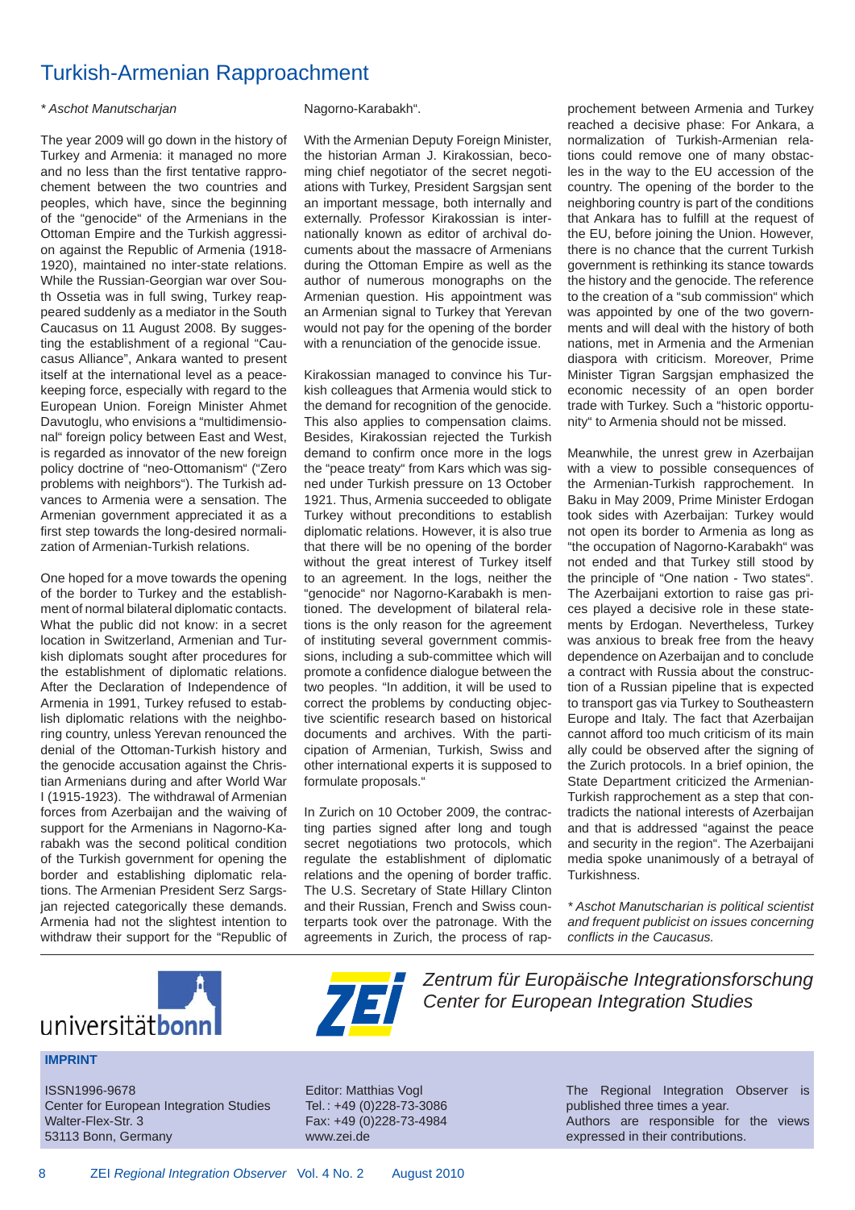# Turkish-Armenian Rapproachment

*\* Aschot Manutscharjan*

The year 2009 will go down in the history of Turkey and Armenia: it managed no more and no less than the first tentative rapprochement between the two countries and peoples, which have, since the beginning of the "genocide" of the Armenians in the Ottoman Empire and the Turkish aggression against the Republic of Armenia (1918-1920), maintained no inter-state relations. While the Russian-Georgian war over South Ossetia was in full swing, Turkey reappeared suddenly as a mediator in the South Caucasus on 11 August 2008. By suggesting the establishment of a regional "Caucasus Alliance", Ankara wanted to present itself at the international level as a peacekeeping force, especially with regard to the European Union. Foreign Minister Ahmet Davutoglu, who envisions a "multidimensional" foreign policy between East and West, is regarded as innovator of the new foreign policy doctrine of "neo-Ottomanism" ("Zero problems with neighbors"). The Turkish advances to Armenia were a sensation. The Armenian government appreciated it as a first step towards the long-desired normalization of Armenian-Turkish relations.

One hoped for a move towards the opening of the border to Turkey and the establishment of normal bilateral diplomatic contacts. What the public did not know: in a secret location in Switzerland, Armenian and Turkish diplomats sought after procedures for the establishment of diplomatic relations. After the Declaration of Independence of Armenia in 1991, Turkey refused to establish diplomatic relations with the neighboring country, unless Yerevan renounced the denial of the Ottoman-Turkish history and the genocide accusation against the Christian Armenians during and after World War I (1915-1923). The withdrawal of Armenian forces from Azerbaijan and the waiving of support for the Armenians in Nagorno-Karabakh was the second political condition of the Turkish government for opening the border and establishing diplomatic relations. The Armenian President Serz Sargsjan rejected categorically these demands. Armenia had not the slightest intention to withdraw their support for the "Republic of Nagorno-Karabakh".

With the Armenian Deputy Foreign Minister, the historian Arman J. Kirakossian, becoming chief negotiator of the secret negotiations with Turkey, President Sargsjan sent an important message, both internally and externally. Professor Kirakossian is internationally known as editor of archival documents about the massacre of Armenians during the Ottoman Empire as well as the author of numerous monographs on the Armenian question. His appointment was an Armenian signal to Turkey that Yerevan would not pay for the opening of the border with a renunciation of the genocide issue.

Kirakossian managed to convince his Turkish colleagues that Armenia would stick to the demand for recognition of the genocide. This also applies to compensation claims. Besides, Kirakossian rejected the Turkish demand to confirm once more in the logs the "peace treaty" from Kars which was signed under Turkish pressure on 13 October 1921. Thus, Armenia succeeded to obligate Turkey without preconditions to establish diplomatic relations. However, it is also true that there will be no opening of the border without the great interest of Turkey itself to an agreement. In the logs, neither the "genocide" nor Nagorno-Karabakh is mentioned. The development of bilateral relations is the only reason for the agreement of instituting several government commissions, including a sub-committee which will promote a confidence dialogue between the two peoples. "In addition, it will be used to correct the problems by conducting objective scientific research based on historical documents and archives. With the participation of Armenian, Turkish, Swiss and other international experts it is supposed to formulate proposals."

In Zurich on 10 October 2009, the contracting parties signed after long and tough secret negotiations two protocols, which regulate the establishment of diplomatic relations and the opening of border traffic. The U.S. Secretary of State Hillary Clinton and their Russian, French and Swiss counterparts took over the patronage. With the agreements in Zurich, the process of rapprochement between Armenia and Turkey reached a decisive phase: For Ankara, a normalization of Turkish-Armenian relations could remove one of many obstacles in the way to the EU accession of the country. The opening of the border to the neighboring country is part of the conditions that Ankara has to fulfill at the request of the EU, before joining the Union. However, there is no chance that the current Turkish government is rethinking its stance towards the history and the genocide. The reference to the creation of a "sub commission" which was appointed by one of the two governments and will deal with the history of both nations, met in Armenia and the Armenian diaspora with criticism. Moreover, Prime Minister Tigran Sargsjan emphasized the economic necessity of an open border trade with Turkey. Such a "historic opportunity" to Armenia should not be missed.

Meanwhile, the unrest grew in Azerbaijan with a view to possible consequences of the Armenian-Turkish rapprochement. In Baku in May 2009, Prime Minister Erdogan took sides with Azerbaijan: Turkey would not open its border to Armenia as long as "the occupation of Nagorno-Karabakh" was not ended and that Turkey still stood by the principle of "One nation - Two states". The Azerbaijani extortion to raise gas prices played a decisive role in these statements by Erdogan. Nevertheless, Turkey was anxious to break free from the heavy dependence on Azerbaijan and to conclude a contract with Russia about the construction of a Russian pipeline that is expected to transport gas via Turkey to Southeastern Europe and Italy. The fact that Azerbaijan cannot afford too much criticism of its main ally could be observed after the signing of the Zurich protocols. In a brief opinion, the State Department criticized the Armenian-Turkish rapprochement as a step that contradicts the national interests of Azerbaijan and that is addressed "against the peace and security in the region". The Azerbaijani media spoke unanimously of a betrayal of Turkishness.

*\* Aschot Manutscharian is political scientist and frequent publicist on issues concerning conflicts in the Caucasus.*

universitätbonn

ZEI *Zentrum für Europäische Integrationsforschung*
*Center for European Integration Studies*

**IMPRINT**

ISSN1996-9678
Center for European Integration Studies
Walter-Flex-Str. 3
53113 Bonn, Germany

Editor: Matthias Vogl
Tel.: +49 (0)228-73-3086
Fax: +49 (0)228-73-4984
www.zei.de

The Regional Integration Observer is published three times a year.
Authors are responsible for the views expressed in their contributions.